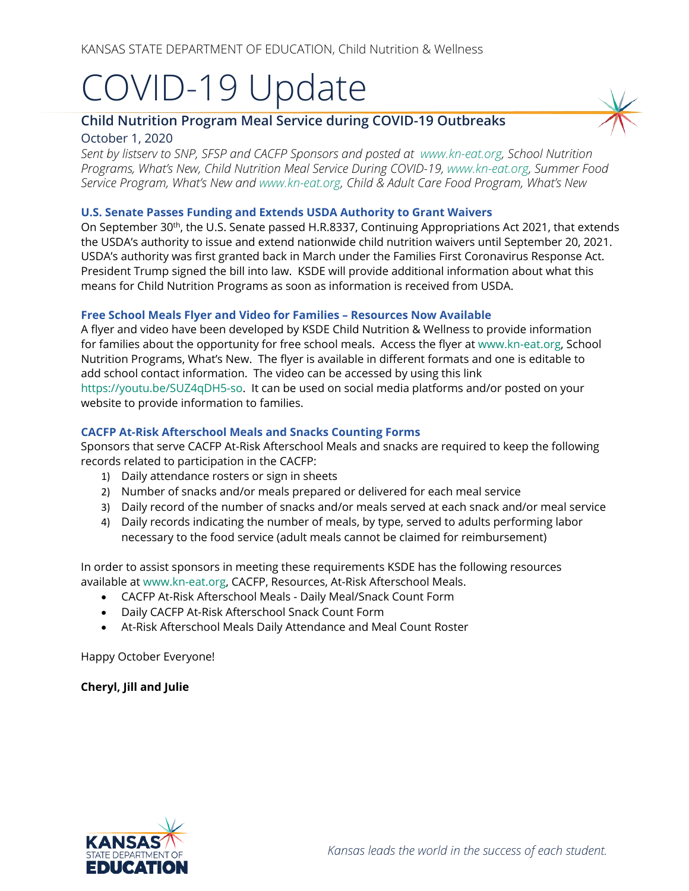KANSAS STATE DEPARTMENT OF EDUCATION, Child Nutrition & Wellness

# COVID-19 Update

## Child Nutrition Program Meal Service during COVID-19 Outbreaks

October 1, 2020

*Sent by listserv to SNP, SFSP and CACFP Sponsors and posted at www.kn-eat.org, School Nutrition Programs, What's New, Child Nutrition Meal Service During COVID-19, www.kn-eat.org, Summer Food Service Program, What's New and www.kn-eat.org, Child & Adult Care Food Program, What's New*

### U.S. Senate Passes Funding and Extends USDA Authority to Grant Waivers

On September 30th, the U.S. Senate passed H.R.8337, Continuing Appropriations Act 2021, that extends the USDA's authority to issue and extend nationwide child nutrition waivers until September 20, 2021. USDA's authority was first granted back in March under the Families First Coronavirus Response Act. President Trump signed the bill into law. KSDE will provide additional information about what this means for Child Nutrition Programs as soon as information is received from USDA.

### Free School Meals Flyer and Video for Families – Resources Now Available

A flyer and video have been developed by KSDE Child Nutrition & Wellness to provide information for families about the opportunity for free school meals. Access the flyer at www.kn-eat.org, School Nutrition Programs, What's New. The flyer is available in different formats and one is editable to add school contact information. The video can be accessed by using this link https://youtu.be/SUZ4qDH5-so. It can be used on social media platforms and/or posted on your website to provide information to families.

### CACFP At-Risk Afterschool Meals and Snacks Counting Forms

Sponsors that serve CACFP At-Risk Afterschool Meals and snacks are required to keep the following records related to participation in the CACFP:

1) Daily attendance rosters or sign in sheets
2) Number of snacks and/or meals prepared or delivered for each meal service
3) Daily record of the number of snacks and/or meals served at each snack and/or meal service
4) Daily records indicating the number of meals, by type, served to adults performing labor necessary to the food service (adult meals cannot be claimed for reimbursement)

In order to assist sponsors in meeting these requirements KSDE has the following resources available at www.kn-eat.org, CACFP, Resources, At-Risk Afterschool Meals.

- CACFP At-Risk Afterschool Meals - Daily Meal/Snack Count Form
- Daily CACFP At-Risk Afterschool Snack Count Form
- At-Risk Afterschool Meals Daily Attendance and Meal Count Roster

Happy October Everyone!

**Cheryl, Jill and Julie**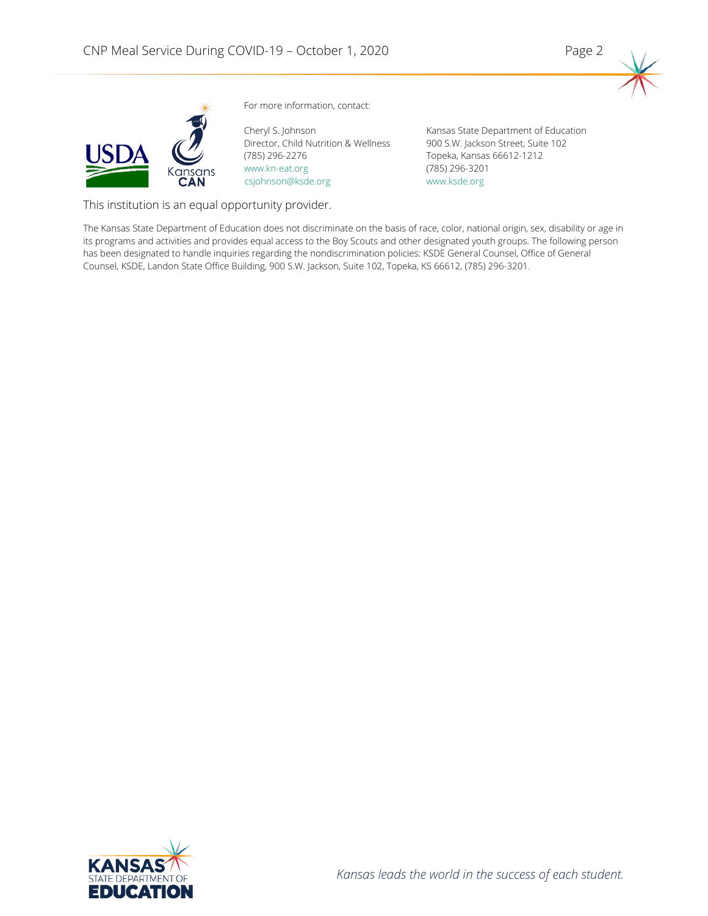For more information, contact:

Cheryl S. Johnson
Director, Child Nutrition & Wellness
(785) 296-2276
www.kn-eat.org
csjohnson@ksde.org

Kansas State Department of Education
900 S.W. Jackson Street, Suite 102
Topeka, Kansas 66612-1212
(785) 296-3201
www.ksde.org

This institution is an equal opportunity provider.

The Kansas State Department of Education does not discriminate on the basis of race, color, national origin, sex, disability or age in its programs and activities and provides equal access to the Boy Scouts and other designated youth groups. The following person has been designated to handle inquiries regarding the nondiscrimination policies: KSDE General Counsel, Office of General Counsel, KSDE, Landon State Office Building, 900 S.W. Jackson, Suite 102, Topeka, KS 66612, (785) 296-3201.